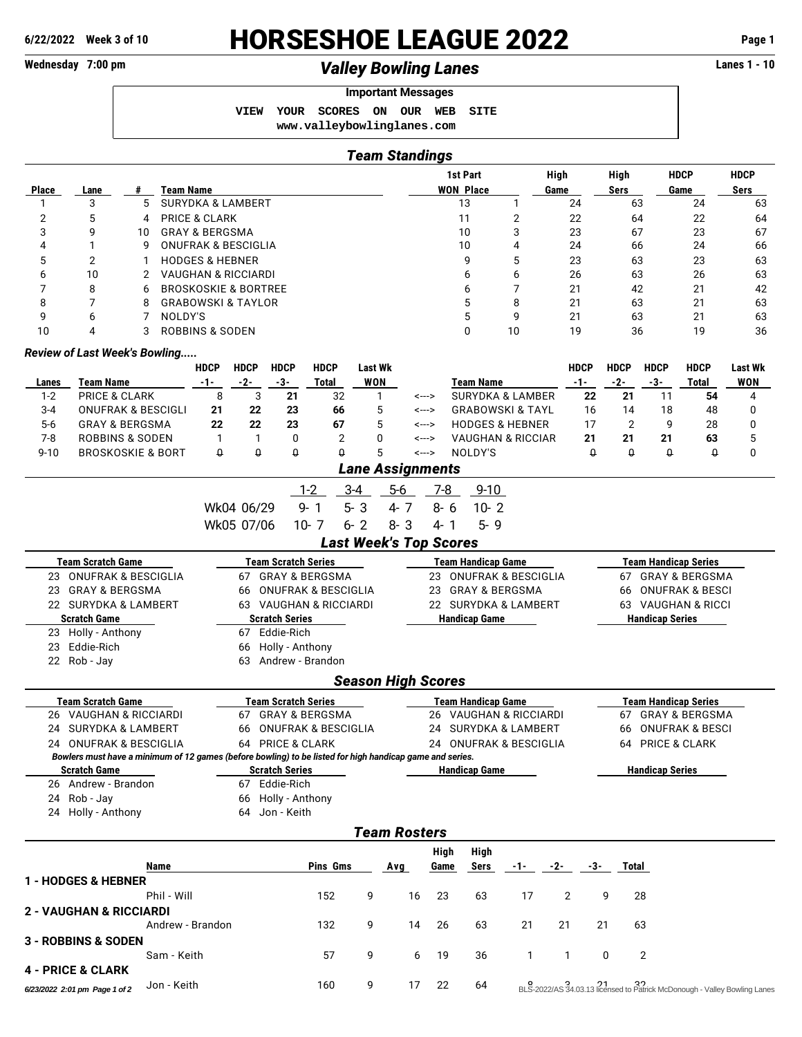**6/22/2022 Week 3 of 10**

# HORSESHOE LEAGUE 2022

**Wednesday 7:00 pm**

## *Valley Bowling Lanes*

**Lanes 1 - 10**

**Important Messages**

```
VIEW YOUR SCORES ON OUR WEB SITE
www.valleybowlinglanes.com
```

## *Team Standings*

| Place | Lane | # | Team Name | 1st Part WON | Place | High Game | High Sers | HDCP Game | HDCP Sers |
|---|---|---|---|---|---|---|---|---|---|
| 1 | 3 | 5 | SURYDKA & LAMBERT | 13 | 1 | 24 | 63 | 24 | 63 |
| 2 | 5 | 4 | PRICE & CLARK | 11 | 2 | 22 | 64 | 22 | 64 |
| 3 | 9 | 10 | GRAY & BERGSMA | 10 | 3 | 23 | 67 | 23 | 67 |
| 4 | 1 | 9 | ONUFRAK & BESCIGLIA | 10 | 4 | 24 | 66 | 24 | 66 |
| 5 | 2 | 1 | HODGES & HEBNER | 9 | 5 | 23 | 63 | 23 | 63 |
| 6 | 10 | 2 | VAUGHAN & RICCIARDI | 6 | 6 | 26 | 63 | 26 | 63 |
| 7 | 8 | 6 | BROSKOSKIE & BORTREE | 6 | 7 | 21 | 42 | 21 | 42 |
| 8 | 7 | 8 | GRABOWSKI & TAYLOR | 5 | 8 | 21 | 63 | 21 | 63 |
| 9 | 6 | 7 | NOLDY'S | 5 | 9 | 21 | 63 | 21 | 63 |
| 10 | 4 | 3 | ROBBINS & SODEN | 0 | 10 | 19 | 36 | 19 | 36 |

### *Review of Last Week's Bowling.....*

| Lanes | Team Name | HDCP -1- | HDCP -2- | HDCP -3- | HDCP Total | Last Wk WON | | Team Name | HDCP -1- | HDCP -2- | HDCP -3- | HDCP Total | Last Wk WON |
|---|---|---|---|---|---|---|---|---|---|---|---|---|---|
| 1-2 | PRICE & CLARK | 8 | 3 | **21** | 32 | 1 | <---> | SURYDKA & LAMBER | **22** | **21** | 11 | **54** | 4 |
| 3-4 | ONUFRAK & BESCIGLI | **21** | **22** | **23** | **66** | 5 | <---> | GRABOWSKI & TAYL | 16 | 14 | 18 | 48 | 0 |
| 5-6 | GRAY & BERGSMA | **22** | **22** | **23** | **67** | 5 | <---> | HODGES & HEBNER | 17 | 2 | 9 | 28 | 0 |
| 7-8 | ROBBINS & SODEN | 1 | 1 | 0 | 2 | 0 | <---> | VAUGHAN & RICCIAR | **21** | **21** | **21** | **63** | 5 |
| 9-10 | BROSKOSKIE & BORT | 0 | 0 | 0 | 0 | 5 | <---> | NOLDY'S | 0 | 0 | 0 | 0 | 0 |

## *Lane Assignments*

| | 1-2 | 3-4 | 5-6 | 7-8 | 9-10 |
|---|---|---|---|---|---|
| Wk04 06/29 | 9- 1 | 5- 3 | 4- 7 | 8- 6 | 10- 2 |
| Wk05 07/06 | 10- 7 | 6- 2 | 8- 3 | 4- 1 | 5- 9 |

## *Last Week's Top Scores*

| Team Scratch Game | Team Scratch Series | Team Handicap Game | Team Handicap Series |
|---|---|---|---|
| 23 ONUFRAK & BESCIGLIA | 67 GRAY & BERGSMA | 23 ONUFRAK & BESCIGLIA | 67 GRAY & BERGSMA |
| 23 GRAY & BERGSMA | 66 ONUFRAK & BESCIGLIA | 23 GRAY & BERGSMA | 66 ONUFRAK & BESCI |
| 22 SURYDKA & LAMBERT | 63 VAUGHAN & RICCIARDI | 22 SURYDKA & LAMBERT | 63 VAUGHAN & RICCI |

| Scratch Game | Scratch Series | Handicap Game | Handicap Series |
|---|---|---|---|
| 23 Holly - Anthony | 67 Eddie-Rich | | |
| 23 Eddie-Rich | 66 Holly - Anthony | | |
| 22 Rob - Jay | 63 Andrew - Brandon | | |

## *Season High Scores*

| Team Scratch Game | Team Scratch Series | Team Handicap Game | Team Handicap Series |
|---|---|---|---|
| 26 VAUGHAN & RICCIARDI | 67 GRAY & BERGSMA | 26 VAUGHAN & RICCIARDI | 67 GRAY & BERGSMA |
| 24 SURYDKA & LAMBERT | 66 ONUFRAK & BESCIGLIA | 24 SURYDKA & LAMBERT | 66 ONUFRAK & BESCI |
| 24 ONUFRAK & BESCIGLIA | 64 PRICE & CLARK | 24 ONUFRAK & BESCIGLIA | 64 PRICE & CLARK |

*Bowlers must have a minimum of 12 games (before bowling) to be listed for high handicap game and series.*

| Scratch Game | Scratch Series | Handicap Game | Handicap Series |
|---|---|---|---|
| 26 Andrew - Brandon | 67 Eddie-Rich | | |
| 24 Rob - Jay | 66 Holly - Anthony | | |
| 24 Holly - Anthony | 64 Jon - Keith | | |

## *Team Rosters*

| Name | Pins | Gms | Avg | High Game | High Sers | -1- | -2- | -3- | Total |
|---|---|---|---|---|---|---|---|---|---|
| **1 - HODGES & HEBNER** | | | | | | | | | |
| Phil - Will | 152 | 9 | 16 | 23 | 63 | 17 | 2 | 9 | 28 |
| **2 - VAUGHAN & RICCIARDI** | | | | | | | | | |
| Andrew - Brandon | 132 | 9 | 14 | 26 | 63 | 21 | 21 | 21 | 63 |
| **3 - ROBBINS & SODEN** | | | | | | | | | |
| Sam - Keith | 57 | 9 | 6 | 19 | 36 | 1 | 1 | 0 | 2 |
| **4 - PRICE & CLARK** | | | | | | | | | |
| Jon - Keith | 160 | 9 | 17 | 22 | 64 | 8 | 3 | 21 | 32 |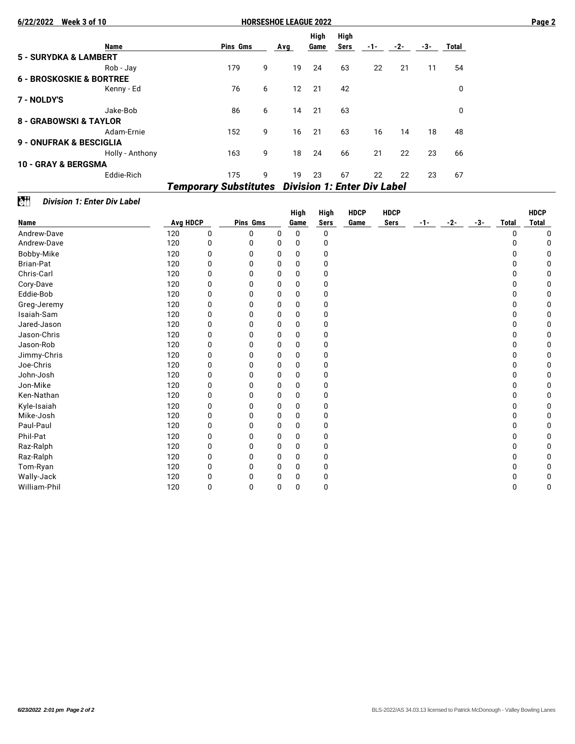| Name | Pins | Gms | Avg | High Game | High Sers | -1- | -2- | -3- | Total |
|---|---|---|---|---|---|---|---|---|---|
| **5 - SURYDKA & LAMBERT** | | | | | | | | | |
| Rob - Jay | 179 | 9 | 19 | 24 | 63 | 22 | 21 | 11 | 54 |
| **6 - BROSKOSKIE & BORTREE** | | | | | | | | | |
| Kenny - Ed | 76 | 6 | 12 | 21 | 42 | | | | 0 |
| **7 - NOLDY'S** | | | | | | | | | |
| Jake-Bob | 86 | 6 | 14 | 21 | 63 | | | | 0 |
| **8 - GRABOWSKI & TAYLOR** | | | | | | | | | |
| Adam-Ernie | 152 | 9 | 16 | 21 | 63 | 16 | 14 | 18 | 48 |
| **9 - ONUFRAK & BESCIGLIA** | | | | | | | | | |
| Holly - Anthony | 163 | 9 | 18 | 24 | 66 | 21 | 22 | 23 | 66 |
| **10 - GRAY & BERGSMA** | | | | | | | | | |
| Eddie-Rich | 175 | 9 | 19 | 23 | 67 | 22 | 22 | 23 | 67 |

## *Temporary Substitutes Division 1: Enter Div Label*

### *Division 1: Enter Div Label*

| Name | Avg | HDCP | Pins | Gms | High Game | High Sers | HDCP Game | HDCP Sers | -1- | -2- | -3- | Total | HDCP Total |
|---|---|---|---|---|---|---|---|---|---|---|---|---|---|
| Andrew-Dave | 120 | 0 | 0 | 0 | 0 | 0 | | | | | | 0 | 0 |
| Andrew-Dave | 120 | 0 | 0 | 0 | 0 | 0 | | | | | | 0 | 0 |
| Bobby-Mike | 120 | 0 | 0 | 0 | 0 | 0 | | | | | | 0 | 0 |
| Brian-Pat | 120 | 0 | 0 | 0 | 0 | 0 | | | | | | 0 | 0 |
| Chris-Carl | 120 | 0 | 0 | 0 | 0 | 0 | | | | | | 0 | 0 |
| Cory-Dave | 120 | 0 | 0 | 0 | 0 | 0 | | | | | | 0 | 0 |
| Eddie-Bob | 120 | 0 | 0 | 0 | 0 | 0 | | | | | | 0 | 0 |
| Greg-Jeremy | 120 | 0 | 0 | 0 | 0 | 0 | | | | | | 0 | 0 |
| Isaiah-Sam | 120 | 0 | 0 | 0 | 0 | 0 | | | | | | 0 | 0 |
| Jared-Jason | 120 | 0 | 0 | 0 | 0 | 0 | | | | | | 0 | 0 |
| Jason-Chris | 120 | 0 | 0 | 0 | 0 | 0 | | | | | | 0 | 0 |
| Jason-Rob | 120 | 0 | 0 | 0 | 0 | 0 | | | | | | 0 | 0 |
| Jimmy-Chris | 120 | 0 | 0 | 0 | 0 | 0 | | | | | | 0 | 0 |
| Joe-Chris | 120 | 0 | 0 | 0 | 0 | 0 | | | | | | 0 | 0 |
| John-Josh | 120 | 0 | 0 | 0 | 0 | 0 | | | | | | 0 | 0 |
| Jon-Mike | 120 | 0 | 0 | 0 | 0 | 0 | | | | | | 0 | 0 |
| Ken-Nathan | 120 | 0 | 0 | 0 | 0 | 0 | | | | | | 0 | 0 |
| Kyle-Isaiah | 120 | 0 | 0 | 0 | 0 | 0 | | | | | | 0 | 0 |
| Mike-Josh | 120 | 0 | 0 | 0 | 0 | 0 | | | | | | 0 | 0 |
| Paul-Paul | 120 | 0 | 0 | 0 | 0 | 0 | | | | | | 0 | 0 |
| Phil-Pat | 120 | 0 | 0 | 0 | 0 | 0 | | | | | | 0 | 0 |
| Raz-Ralph | 120 | 0 | 0 | 0 | 0 | 0 | | | | | | 0 | 0 |
| Raz-Ralph | 120 | 0 | 0 | 0 | 0 | 0 | | | | | | 0 | 0 |
| Tom-Ryan | 120 | 0 | 0 | 0 | 0 | 0 | | | | | | 0 | 0 |
| Wally-Jack | 120 | 0 | 0 | 0 | 0 | 0 | | | | | | 0 | 0 |
| William-Phil | 120 | 0 | 0 | 0 | 0 | 0 | | | | | | 0 | 0 |